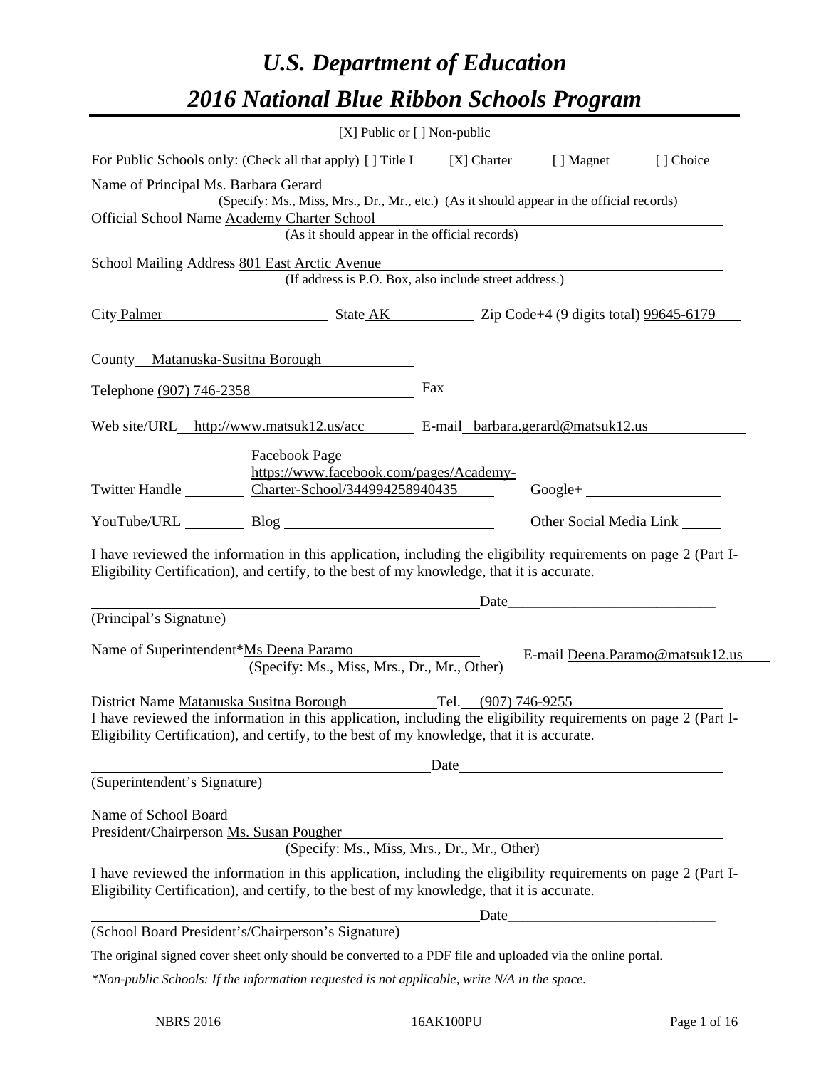# *U.S. Department of Education*

# *2016 National Blue Ribbon Schools Program*

[X] Public or [ ] Non-public

For Public Schools only: (Check all that apply) [ ] Title I [X] Charter [ ] Magnet [ ] Choice

Name of Principal Ms. Barbara Gerard
(Specify: Ms., Miss, Mrs., Dr., Mr., etc.) (As it should appear in the official records)

Official School Name Academy Charter School
(As it should appear in the official records)

School Mailing Address 801 East Arctic Avenue
(If address is P.O. Box, also include street address.)

City Palmer State AK Zip Code+4 (9 digits total) 99645-6179

County Matanuska-Susitna Borough

Telephone (907) 746-2358 Fax

Web site/URL http://www.matsuk12.us/acc E-mail barbara.gerard@matsuk12.us

Twitter Handle Facebook Page https://www.facebook.com/pages/Academy-Charter-School/344994258940435 Google+

YouTube/URL Blog Other Social Media Link

I have reviewed the information in this application, including the eligibility requirements on page 2 (Part I-Eligibility Certification), and certify, to the best of my knowledge, that it is accurate.

Date_____________________________

(Principal's Signature)

Name of Superintendent*Ms Deena Paramo E-mail Deena.Paramo@matsuk12.us
(Specify: Ms., Miss, Mrs., Dr., Mr., Other)

District Name Matanuska Susitna Borough Tel. (907) 746-9255

I have reviewed the information in this application, including the eligibility requirements on page 2 (Part I-Eligibility Certification), and certify, to the best of my knowledge, that it is accurate.

Date

(Superintendent's Signature)

Name of School Board
President/Chairperson Ms. Susan Pougher
(Specify: Ms., Miss, Mrs., Dr., Mr., Other)

I have reviewed the information in this application, including the eligibility requirements on page 2 (Part I-Eligibility Certification), and certify, to the best of my knowledge, that it is accurate.

Date_____________________________

(School Board President's/Chairperson's Signature)

The original signed cover sheet only should be converted to a PDF file and uploaded via the online portal.

*\*Non-public Schools: If the information requested is not applicable, write N/A in the space.*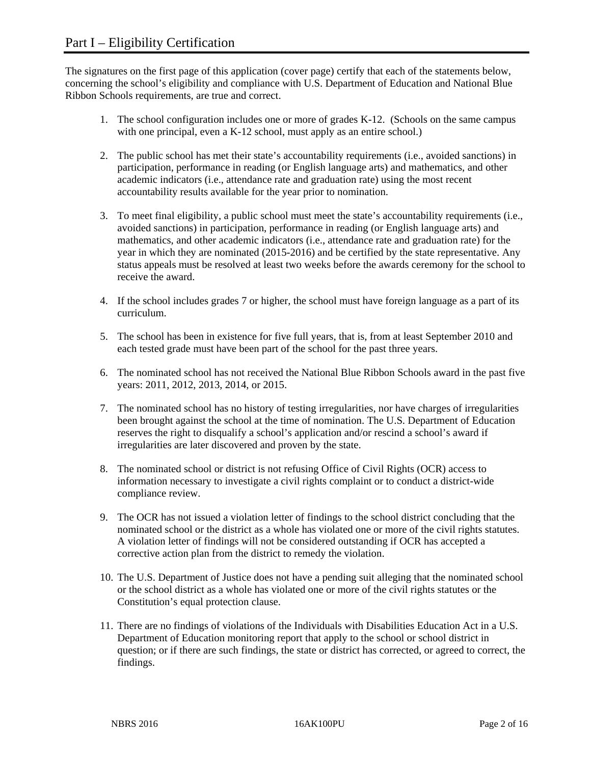# Part I – Eligibility Certification

The signatures on the first page of this application (cover page) certify that each of the statements below, concerning the school's eligibility and compliance with U.S. Department of Education and National Blue Ribbon Schools requirements, are true and correct.

1. The school configuration includes one or more of grades K-12. (Schools on the same campus with one principal, even a K-12 school, must apply as an entire school.)

2. The public school has met their state's accountability requirements (i.e., avoided sanctions) in participation, performance in reading (or English language arts) and mathematics, and other academic indicators (i.e., attendance rate and graduation rate) using the most recent accountability results available for the year prior to nomination.

3. To meet final eligibility, a public school must meet the state's accountability requirements (i.e., avoided sanctions) in participation, performance in reading (or English language arts) and mathematics, and other academic indicators (i.e., attendance rate and graduation rate) for the year in which they are nominated (2015-2016) and be certified by the state representative. Any status appeals must be resolved at least two weeks before the awards ceremony for the school to receive the award.

4. If the school includes grades 7 or higher, the school must have foreign language as a part of its curriculum.

5. The school has been in existence for five full years, that is, from at least September 2010 and each tested grade must have been part of the school for the past three years.

6. The nominated school has not received the National Blue Ribbon Schools award in the past five years: 2011, 2012, 2013, 2014, or 2015.

7. The nominated school has no history of testing irregularities, nor have charges of irregularities been brought against the school at the time of nomination. The U.S. Department of Education reserves the right to disqualify a school's application and/or rescind a school's award if irregularities are later discovered and proven by the state.

8. The nominated school or district is not refusing Office of Civil Rights (OCR) access to information necessary to investigate a civil rights complaint or to conduct a district-wide compliance review.

9. The OCR has not issued a violation letter of findings to the school district concluding that the nominated school or the district as a whole has violated one or more of the civil rights statutes. A violation letter of findings will not be considered outstanding if OCR has accepted a corrective action plan from the district to remedy the violation.

10. The U.S. Department of Justice does not have a pending suit alleging that the nominated school or the school district as a whole has violated one or more of the civil rights statutes or the Constitution's equal protection clause.

11. There are no findings of violations of the Individuals with Disabilities Education Act in a U.S. Department of Education monitoring report that apply to the school or school district in question; or if there are such findings, the state or district has corrected, or agreed to correct, the findings.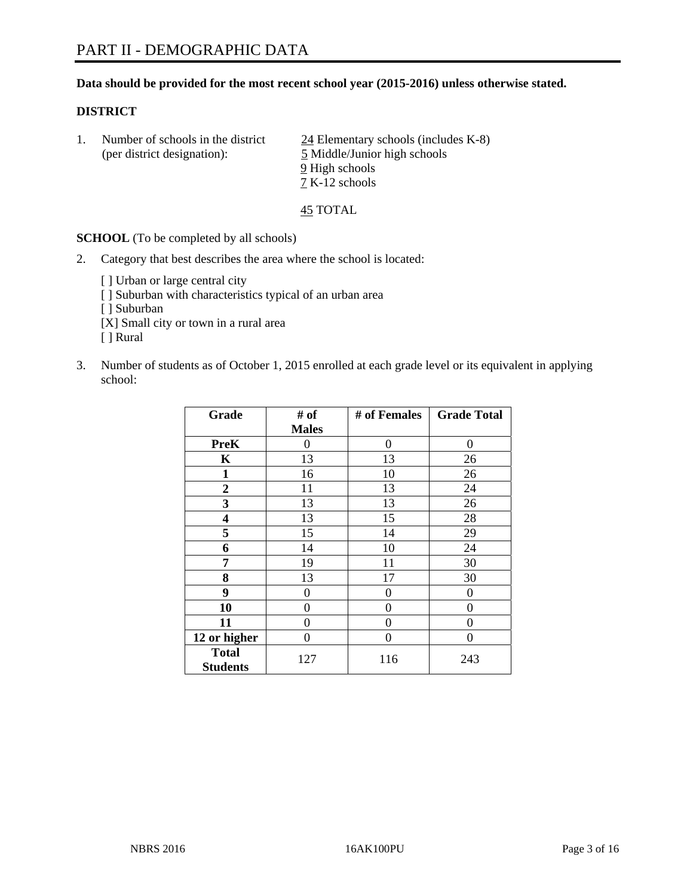# PART II - DEMOGRAPHIC DATA

**Data should be provided for the most recent school year (2015-2016) unless otherwise stated.**

**DISTRICT**

1. Number of schools in the district (per district designation):
   24 Elementary schools (includes K-8)
   5 Middle/Junior high schools
   9 High schools
   7 K-12 schools

   45 TOTAL

**SCHOOL** (To be completed by all schools)

2. Category that best describes the area where the school is located:

   [ ] Urban or large central city
   [ ] Suburban with characteristics typical of an urban area
   [ ] Suburban
   [X] Small city or town in a rural area
   [ ] Rural

3. Number of students as of October 1, 2015 enrolled at each grade level or its equivalent in applying school:

| Grade | # of Males | # of Females | Grade Total |
|---|---|---|---|
| **PreK** | 0 | 0 | 0 |
| **K** | 13 | 13 | 26 |
| **1** | 16 | 10 | 26 |
| **2** | 11 | 13 | 24 |
| **3** | 13 | 13 | 26 |
| **4** | 13 | 15 | 28 |
| **5** | 15 | 14 | 29 |
| **6** | 14 | 10 | 24 |
| **7** | 19 | 11 | 30 |
| **8** | 13 | 17 | 30 |
| **9** | 0 | 0 | 0 |
| **10** | 0 | 0 | 0 |
| **11** | 0 | 0 | 0 |
| **12 or higher** | 0 | 0 | 0 |
| **Total Students** | 127 | 116 | 243 |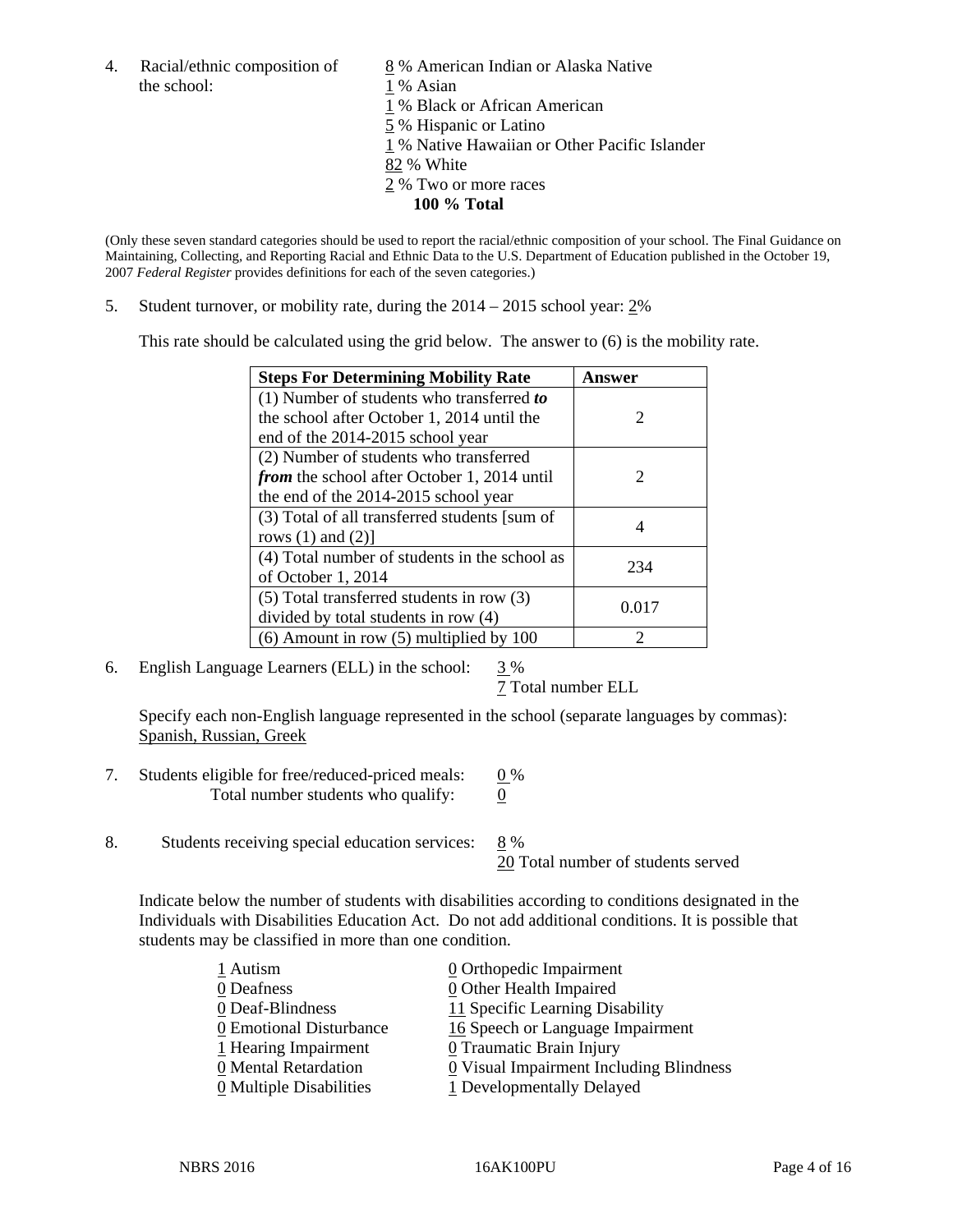4. Racial/ethnic composition of the school:

8 % American Indian or Alaska Native
1 % Asian
1 % Black or African American
5 % Hispanic or Latino
1 % Native Hawaiian or Other Pacific Islander
82 % White
2 % Two or more races
**100 % Total**

(Only these seven standard categories should be used to report the racial/ethnic composition of your school. The Final Guidance on Maintaining, Collecting, and Reporting Racial and Ethnic Data to the U.S. Department of Education published in the October 19, 2007 *Federal Register* provides definitions for each of the seven categories.)

5. Student turnover, or mobility rate, during the 2014 – 2015 school year: 2%

This rate should be calculated using the grid below. The answer to (6) is the mobility rate.

| **Steps For Determining Mobility Rate** | **Answer** |
|---|---|
| (1) Number of students who transferred ***to*** the school after October 1, 2014 until the end of the 2014-2015 school year | 2 |
| (2) Number of students who transferred ***from*** the school after October 1, 2014 until the end of the 2014-2015 school year | 2 |
| (3) Total of all transferred students [sum of rows (1) and (2)] | 4 |
| (4) Total number of students in the school as of October 1, 2014 | 234 |
| (5) Total transferred students in row (3) divided by total students in row (4) | 0.017 |
| (6) Amount in row (5) multiplied by 100 | 2 |

6. English Language Learners (ELL) in the school: 3 %
7 Total number ELL

Specify each non-English language represented in the school (separate languages by commas):
Spanish, Russian, Greek

7. Students eligible for free/reduced-priced meals: 0 %
Total number students who qualify: 0

8. Students receiving special education services: 8 %
20 Total number of students served

Indicate below the number of students with disabilities according to conditions designated in the Individuals with Disabilities Education Act. Do not add additional conditions. It is possible that students may be classified in more than one condition.

1 Autism
0 Deafness
0 Deaf-Blindness
0 Emotional Disturbance
1 Hearing Impairment
0 Mental Retardation
0 Multiple Disabilities
0 Orthopedic Impairment
0 Other Health Impaired
11 Specific Learning Disability
16 Speech or Language Impairment
0 Traumatic Brain Injury
0 Visual Impairment Including Blindness
1 Developmentally Delayed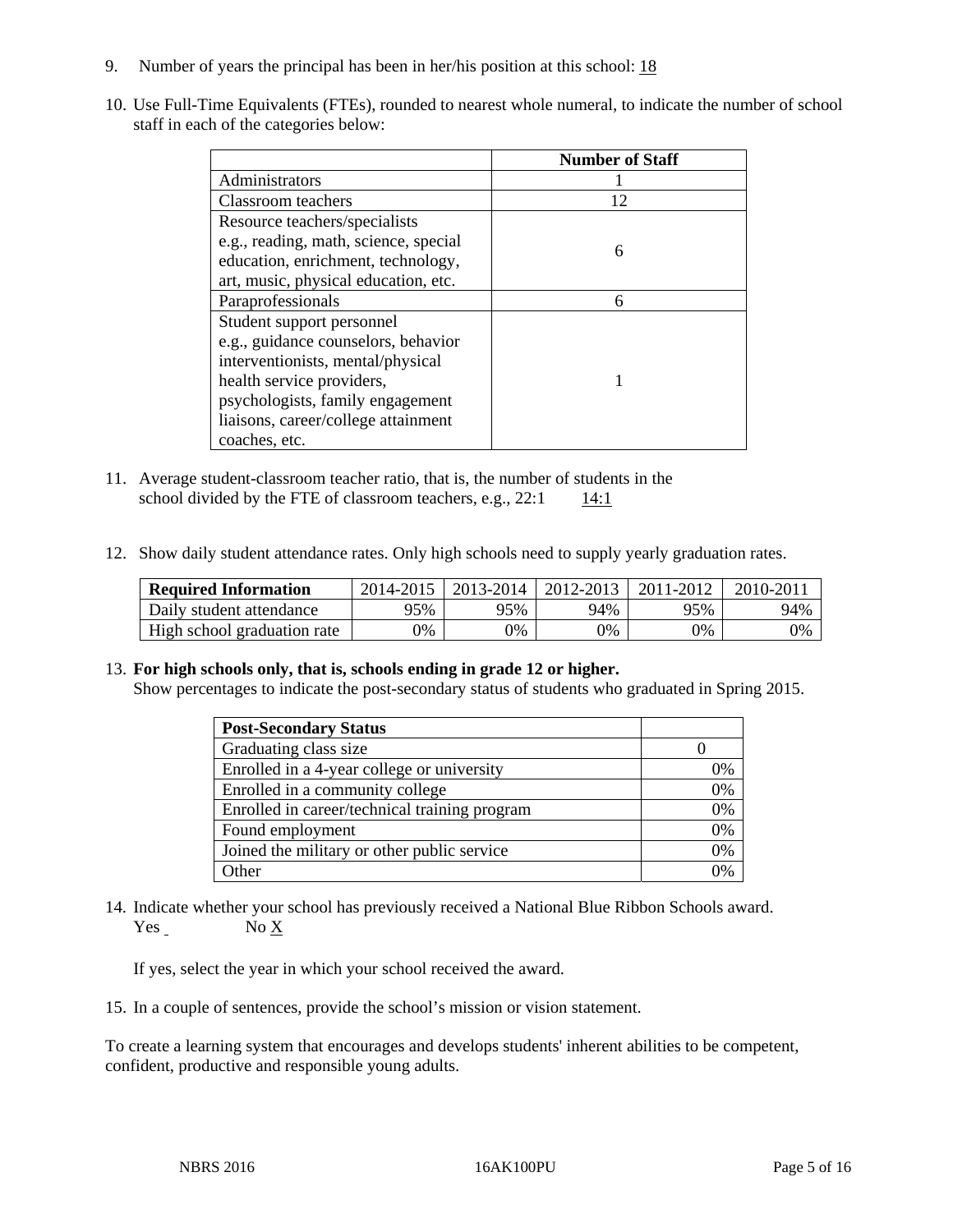9. Number of years the principal has been in her/his position at this school: 18

10. Use Full-Time Equivalents (FTEs), rounded to nearest whole numeral, to indicate the number of school staff in each of the categories below:

| | Number of Staff |
|---|---|
| Administrators | 1 |
| Classroom teachers | 12 |
| Resource teachers/specialists e.g., reading, math, science, special education, enrichment, technology, art, music, physical education, etc. | 6 |
| Paraprofessionals | 6 |
| Student support personnel e.g., guidance counselors, behavior interventionists, mental/physical health service providers, psychologists, family engagement liaisons, career/college attainment coaches, etc. | 1 |

11. Average student-classroom teacher ratio, that is, the number of students in the school divided by the FTE of classroom teachers, e.g., 22:1 14:1

12. Show daily student attendance rates. Only high schools need to supply yearly graduation rates.

| Required Information | 2014-2015 | 2013-2014 | 2012-2013 | 2011-2012 | 2010-2011 |
|---|---|---|---|---|---|
| Daily student attendance | 95% | 95% | 94% | 95% | 94% |
| High school graduation rate | 0% | 0% | 0% | 0% | 0% |

13. **For high schools only, that is, schools ending in grade 12 or higher.**
Show percentages to indicate the post-secondary status of students who graduated in Spring 2015.

| Post-Secondary Status | |
|---|---|
| Graduating class size | 0 |
| Enrolled in a 4-year college or university | 0% |
| Enrolled in a community college | 0% |
| Enrolled in career/technical training program | 0% |
| Found employment | 0% |
| Joined the military or other public service | 0% |
| Other | 0% |

14. Indicate whether your school has previously received a National Blue Ribbon Schools award.
Yes No X

If yes, select the year in which your school received the award.

15. In a couple of sentences, provide the school's mission or vision statement.

To create a learning system that encourages and develops students' inherent abilities to be competent, confident, productive and responsible young adults.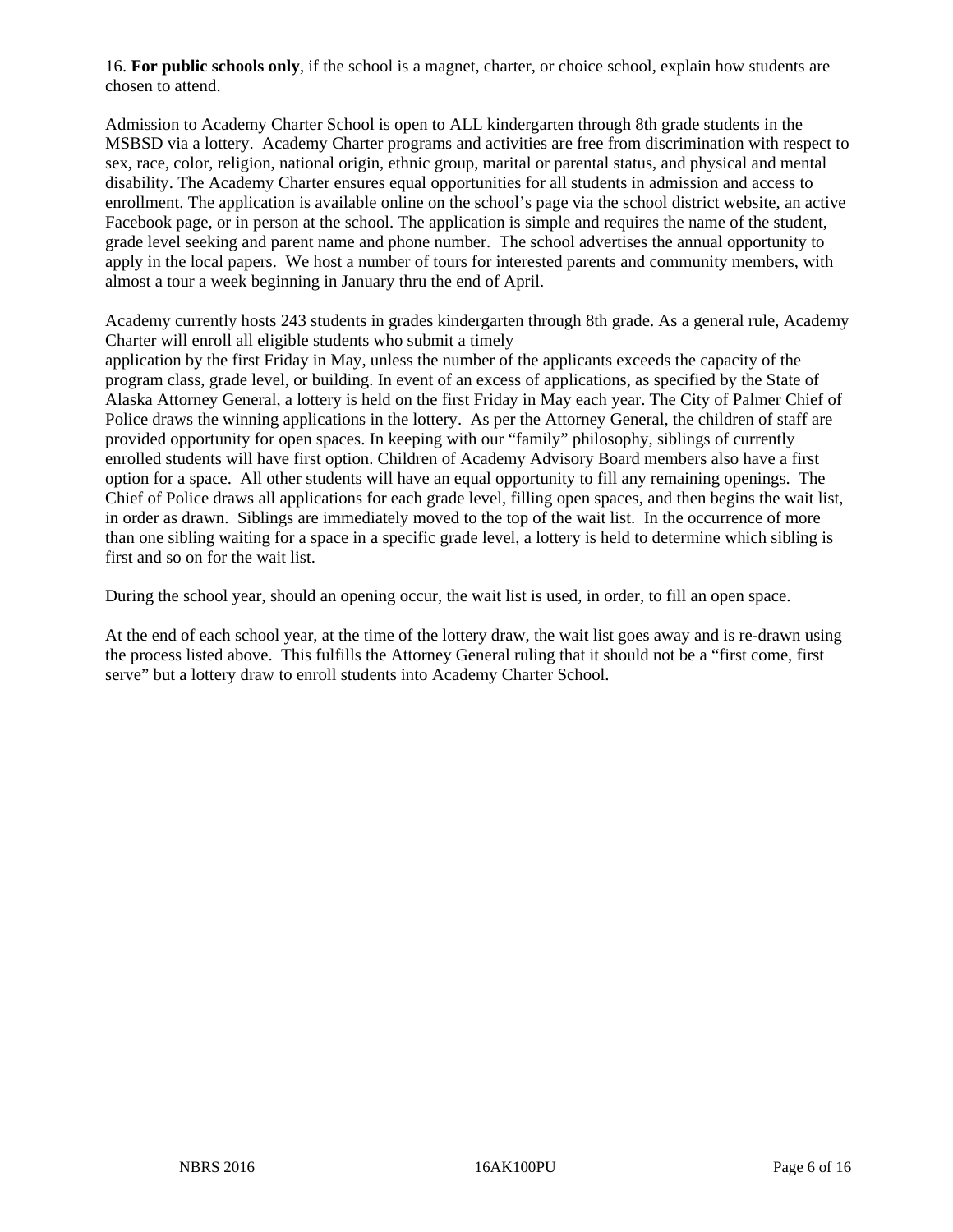16. **For public schools only**, if the school is a magnet, charter, or choice school, explain how students are chosen to attend.

Admission to Academy Charter School is open to ALL kindergarten through 8th grade students in the MSBSD via a lottery. Academy Charter programs and activities are free from discrimination with respect to sex, race, color, religion, national origin, ethnic group, marital or parental status, and physical and mental disability. The Academy Charter ensures equal opportunities for all students in admission and access to enrollment. The application is available online on the school's page via the school district website, an active Facebook page, or in person at the school. The application is simple and requires the name of the student, grade level seeking and parent name and phone number. The school advertises the annual opportunity to apply in the local papers. We host a number of tours for interested parents and community members, with almost a tour a week beginning in January thru the end of April.

Academy currently hosts 243 students in grades kindergarten through 8th grade. As a general rule, Academy Charter will enroll all eligible students who submit a timely application by the first Friday in May, unless the number of the applicants exceeds the capacity of the program class, grade level, or building. In event of an excess of applications, as specified by the State of Alaska Attorney General, a lottery is held on the first Friday in May each year. The City of Palmer Chief of Police draws the winning applications in the lottery. As per the Attorney General, the children of staff are provided opportunity for open spaces. In keeping with our "family" philosophy, siblings of currently enrolled students will have first option. Children of Academy Advisory Board members also have a first option for a space. All other students will have an equal opportunity to fill any remaining openings. The Chief of Police draws all applications for each grade level, filling open spaces, and then begins the wait list, in order as drawn. Siblings are immediately moved to the top of the wait list. In the occurrence of more than one sibling waiting for a space in a specific grade level, a lottery is held to determine which sibling is first and so on for the wait list.

During the school year, should an opening occur, the wait list is used, in order, to fill an open space.

At the end of each school year, at the time of the lottery draw, the wait list goes away and is re-drawn using the process listed above. This fulfills the Attorney General ruling that it should not be a "first come, first serve" but a lottery draw to enroll students into Academy Charter School.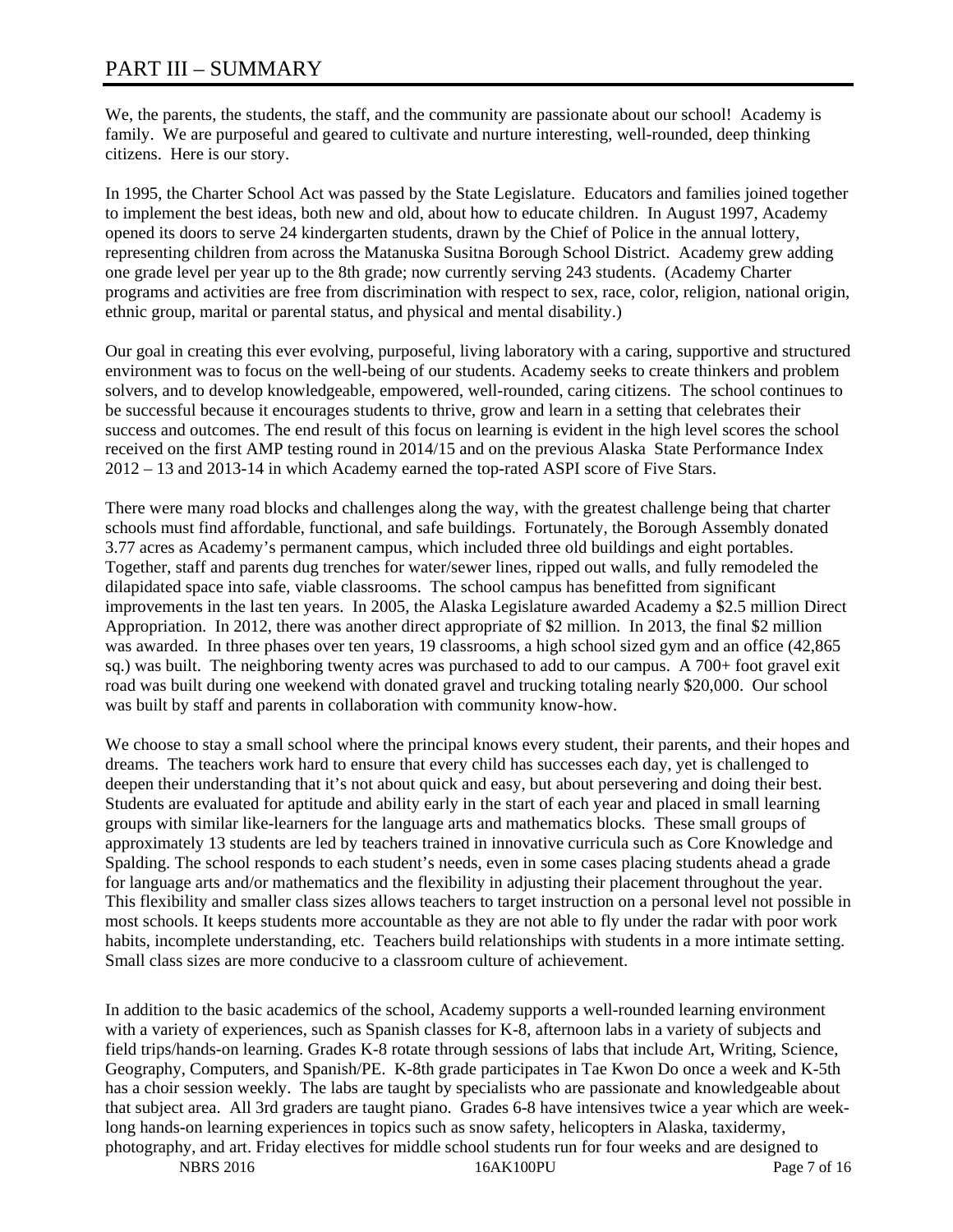# PART III – SUMMARY

We, the parents, the students, the staff, and the community are passionate about our school! Academy is family. We are purposeful and geared to cultivate and nurture interesting, well-rounded, deep thinking citizens. Here is our story.

In 1995, the Charter School Act was passed by the State Legislature. Educators and families joined together to implement the best ideas, both new and old, about how to educate children. In August 1997, Academy opened its doors to serve 24 kindergarten students, drawn by the Chief of Police in the annual lottery, representing children from across the Matanuska Susitna Borough School District. Academy grew adding one grade level per year up to the 8th grade; now currently serving 243 students. (Academy Charter programs and activities are free from discrimination with respect to sex, race, color, religion, national origin, ethnic group, marital or parental status, and physical and mental disability.)

Our goal in creating this ever evolving, purposeful, living laboratory with a caring, supportive and structured environment was to focus on the well-being of our students. Academy seeks to create thinkers and problem solvers, and to develop knowledgeable, empowered, well-rounded, caring citizens. The school continues to be successful because it encourages students to thrive, grow and learn in a setting that celebrates their success and outcomes. The end result of this focus on learning is evident in the high level scores the school received on the first AMP testing round in 2014/15 and on the previous Alaska State Performance Index 2012 – 13 and 2013-14 in which Academy earned the top-rated ASPI score of Five Stars.

There were many road blocks and challenges along the way, with the greatest challenge being that charter schools must find affordable, functional, and safe buildings. Fortunately, the Borough Assembly donated 3.77 acres as Academy's permanent campus, which included three old buildings and eight portables. Together, staff and parents dug trenches for water/sewer lines, ripped out walls, and fully remodeled the dilapidated space into safe, viable classrooms. The school campus has benefitted from significant improvements in the last ten years. In 2005, the Alaska Legislature awarded Academy a $2.5 million Direct Appropriation. In 2012, there was another direct appropriate of $2 million. In 2013, the final $2 million was awarded. In three phases over ten years, 19 classrooms, a high school sized gym and an office (42,865 sq.) was built. The neighboring twenty acres was purchased to add to our campus. A 700+ foot gravel exit road was built during one weekend with donated gravel and trucking totaling nearly $20,000. Our school was built by staff and parents in collaboration with community know-how.

We choose to stay a small school where the principal knows every student, their parents, and their hopes and dreams. The teachers work hard to ensure that every child has successes each day, yet is challenged to deepen their understanding that it's not about quick and easy, but about persevering and doing their best. Students are evaluated for aptitude and ability early in the start of each year and placed in small learning groups with similar like-learners for the language arts and mathematics blocks. These small groups of approximately 13 students are led by teachers trained in innovative curricula such as Core Knowledge and Spalding. The school responds to each student's needs, even in some cases placing students ahead a grade for language arts and/or mathematics and the flexibility in adjusting their placement throughout the year. This flexibility and smaller class sizes allows teachers to target instruction on a personal level not possible in most schools. It keeps students more accountable as they are not able to fly under the radar with poor work habits, incomplete understanding, etc. Teachers build relationships with students in a more intimate setting. Small class sizes are more conducive to a classroom culture of achievement.

In addition to the basic academics of the school, Academy supports a well-rounded learning environment with a variety of experiences, such as Spanish classes for K-8, afternoon labs in a variety of subjects and field trips/hands-on learning. Grades K-8 rotate through sessions of labs that include Art, Writing, Science, Geography, Computers, and Spanish/PE. K-8th grade participates in Tae Kwon Do once a week and K-5th has a choir session weekly. The labs are taught by specialists who are passionate and knowledgeable about that subject area. All 3rd graders are taught piano. Grades 6-8 have intensives twice a year which are week-long hands-on learning experiences in topics such as snow safety, helicopters in Alaska, taxidermy, photography, and art. Friday electives for middle school students run for four weeks and are designed to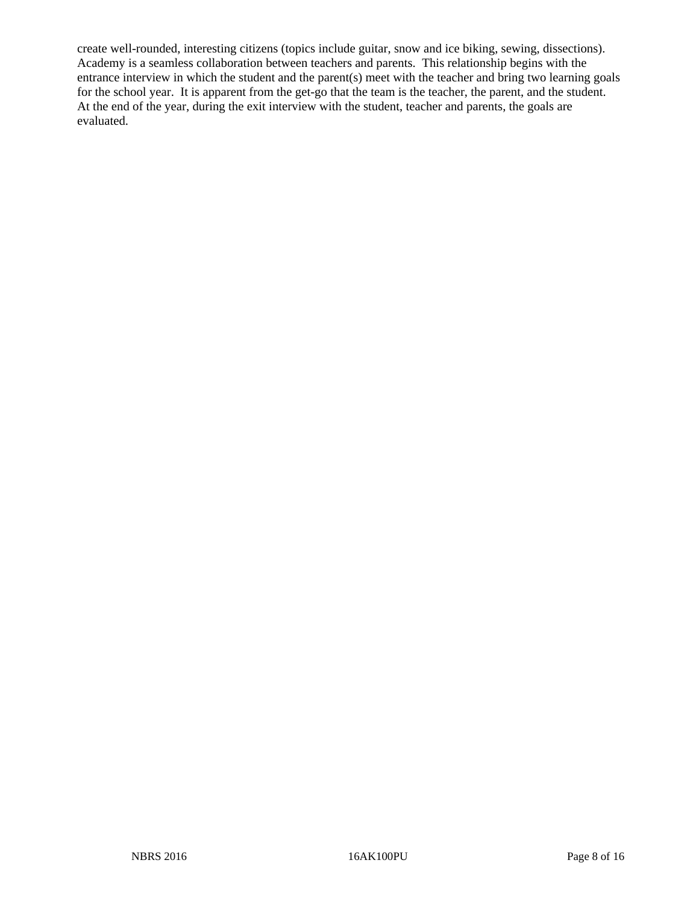create well-rounded, interesting citizens (topics include guitar, snow and ice biking, sewing, dissections). Academy is a seamless collaboration between teachers and parents. This relationship begins with the entrance interview in which the student and the parent(s) meet with the teacher and bring two learning goals for the school year. It is apparent from the get-go that the team is the teacher, the parent, and the student. At the end of the year, during the exit interview with the student, teacher and parents, the goals are evaluated.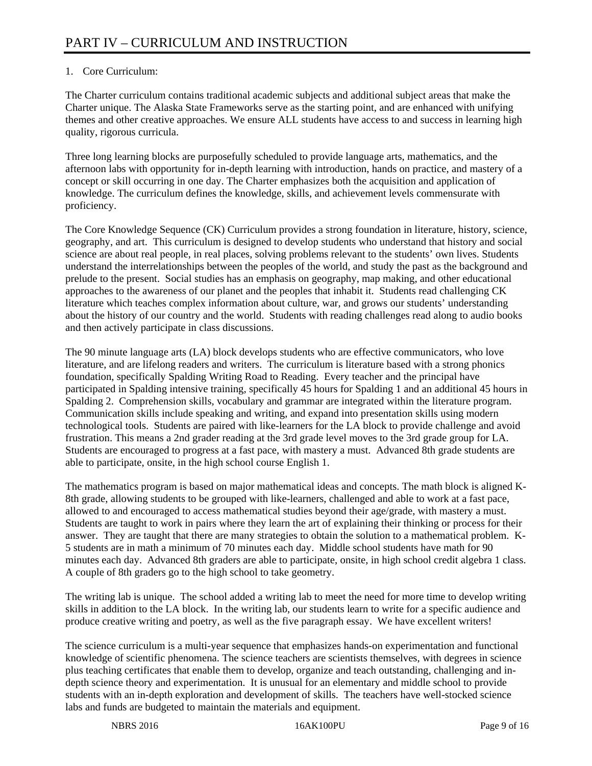# PART IV – CURRICULUM AND INSTRUCTION

1. Core Curriculum:

The Charter curriculum contains traditional academic subjects and additional subject areas that make the Charter unique. The Alaska State Frameworks serve as the starting point, and are enhanced with unifying themes and other creative approaches. We ensure ALL students have access to and success in learning high quality, rigorous curricula.

Three long learning blocks are purposefully scheduled to provide language arts, mathematics, and the afternoon labs with opportunity for in-depth learning with introduction, hands on practice, and mastery of a concept or skill occurring in one day. The Charter emphasizes both the acquisition and application of knowledge. The curriculum defines the knowledge, skills, and achievement levels commensurate with proficiency.

The Core Knowledge Sequence (CK) Curriculum provides a strong foundation in literature, history, science, geography, and art. This curriculum is designed to develop students who understand that history and social science are about real people, in real places, solving problems relevant to the students' own lives. Students understand the interrelationships between the peoples of the world, and study the past as the background and prelude to the present. Social studies has an emphasis on geography, map making, and other educational approaches to the awareness of our planet and the peoples that inhabit it. Students read challenging CK literature which teaches complex information about culture, war, and grows our students' understanding about the history of our country and the world. Students with reading challenges read along to audio books and then actively participate in class discussions.

The 90 minute language arts (LA) block develops students who are effective communicators, who love literature, and are lifelong readers and writers. The curriculum is literature based with a strong phonics foundation, specifically Spalding Writing Road to Reading. Every teacher and the principal have participated in Spalding intensive training, specifically 45 hours for Spalding 1 and an additional 45 hours in Spalding 2. Comprehension skills, vocabulary and grammar are integrated within the literature program. Communication skills include speaking and writing, and expand into presentation skills using modern technological tools. Students are paired with like-learners for the LA block to provide challenge and avoid frustration. This means a 2nd grader reading at the 3rd grade level moves to the 3rd grade group for LA. Students are encouraged to progress at a fast pace, with mastery a must. Advanced 8th grade students are able to participate, onsite, in the high school course English 1.

The mathematics program is based on major mathematical ideas and concepts. The math block is aligned K-8th grade, allowing students to be grouped with like-learners, challenged and able to work at a fast pace, allowed to and encouraged to access mathematical studies beyond their age/grade, with mastery a must. Students are taught to work in pairs where they learn the art of explaining their thinking or process for their answer. They are taught that there are many strategies to obtain the solution to a mathematical problem. K-5 students are in math a minimum of 70 minutes each day. Middle school students have math for 90 minutes each day. Advanced 8th graders are able to participate, onsite, in high school credit algebra 1 class. A couple of 8th graders go to the high school to take geometry.

The writing lab is unique. The school added a writing lab to meet the need for more time to develop writing skills in addition to the LA block. In the writing lab, our students learn to write for a specific audience and produce creative writing and poetry, as well as the five paragraph essay. We have excellent writers!

The science curriculum is a multi-year sequence that emphasizes hands-on experimentation and functional knowledge of scientific phenomena. The science teachers are scientists themselves, with degrees in science plus teaching certificates that enable them to develop, organize and teach outstanding, challenging and in-depth science theory and experimentation. It is unusual for an elementary and middle school to provide students with an in-depth exploration and development of skills. The teachers have well-stocked science labs and funds are budgeted to maintain the materials and equipment.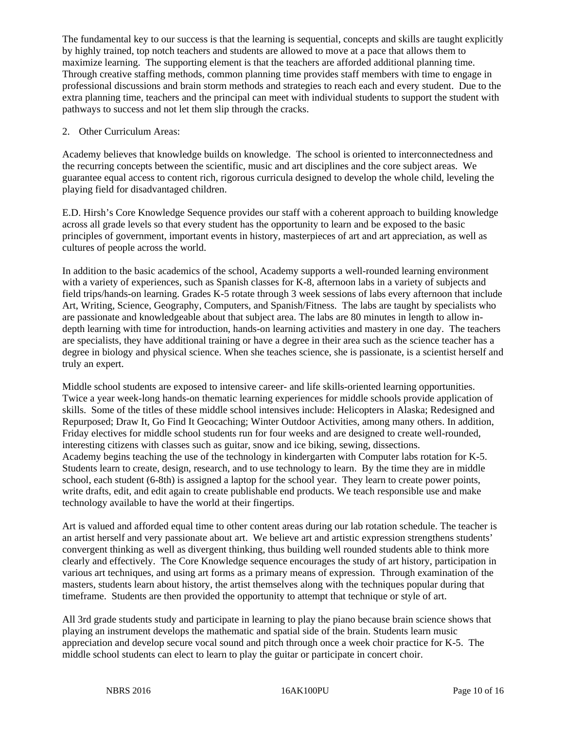The fundamental key to our success is that the learning is sequential, concepts and skills are taught explicitly by highly trained, top notch teachers and students are allowed to move at a pace that allows them to maximize learning. The supporting element is that the teachers are afforded additional planning time. Through creative staffing methods, common planning time provides staff members with time to engage in professional discussions and brain storm methods and strategies to reach each and every student. Due to the extra planning time, teachers and the principal can meet with individual students to support the student with pathways to success and not let them slip through the cracks.

2. Other Curriculum Areas:

Academy believes that knowledge builds on knowledge. The school is oriented to interconnectedness and the recurring concepts between the scientific, music and art disciplines and the core subject areas. We guarantee equal access to content rich, rigorous curricula designed to develop the whole child, leveling the playing field for disadvantaged children.

E.D. Hirsh's Core Knowledge Sequence provides our staff with a coherent approach to building knowledge across all grade levels so that every student has the opportunity to learn and be exposed to the basic principles of government, important events in history, masterpieces of art and art appreciation, as well as cultures of people across the world.

In addition to the basic academics of the school, Academy supports a well-rounded learning environment with a variety of experiences, such as Spanish classes for K-8, afternoon labs in a variety of subjects and field trips/hands-on learning. Grades K-5 rotate through 3 week sessions of labs every afternoon that include Art, Writing, Science, Geography, Computers, and Spanish/Fitness. The labs are taught by specialists who are passionate and knowledgeable about that subject area. The labs are 80 minutes in length to allow in-depth learning with time for introduction, hands-on learning activities and mastery in one day. The teachers are specialists, they have additional training or have a degree in their area such as the science teacher has a degree in biology and physical science. When she teaches science, she is passionate, is a scientist herself and truly an expert.

Middle school students are exposed to intensive career- and life skills-oriented learning opportunities. Twice a year week-long hands-on thematic learning experiences for middle schools provide application of skills. Some of the titles of these middle school intensives include: Helicopters in Alaska; Redesigned and Repurposed; Draw It, Go Find It Geocaching; Winter Outdoor Activities, among many others. In addition, Friday electives for middle school students run for four weeks and are designed to create well-rounded, interesting citizens with classes such as guitar, snow and ice biking, sewing, dissections.
Academy begins teaching the use of the technology in kindergarten with Computer labs rotation for K-5. Students learn to create, design, research, and to use technology to learn. By the time they are in middle school, each student (6-8th) is assigned a laptop for the school year. They learn to create power points, write drafts, edit, and edit again to create publishable end products. We teach responsible use and make technology available to have the world at their fingertips.

Art is valued and afforded equal time to other content areas during our lab rotation schedule. The teacher is an artist herself and very passionate about art. We believe art and artistic expression strengthens students' convergent thinking as well as divergent thinking, thus building well rounded students able to think more clearly and effectively. The Core Knowledge sequence encourages the study of art history, participation in various art techniques, and using art forms as a primary means of expression. Through examination of the masters, students learn about history, the artist themselves along with the techniques popular during that timeframe. Students are then provided the opportunity to attempt that technique or style of art.

All 3rd grade students study and participate in learning to play the piano because brain science shows that playing an instrument develops the mathematic and spatial side of the brain. Students learn music appreciation and develop secure vocal sound and pitch through once a week choir practice for K-5. The middle school students can elect to learn to play the guitar or participate in concert choir.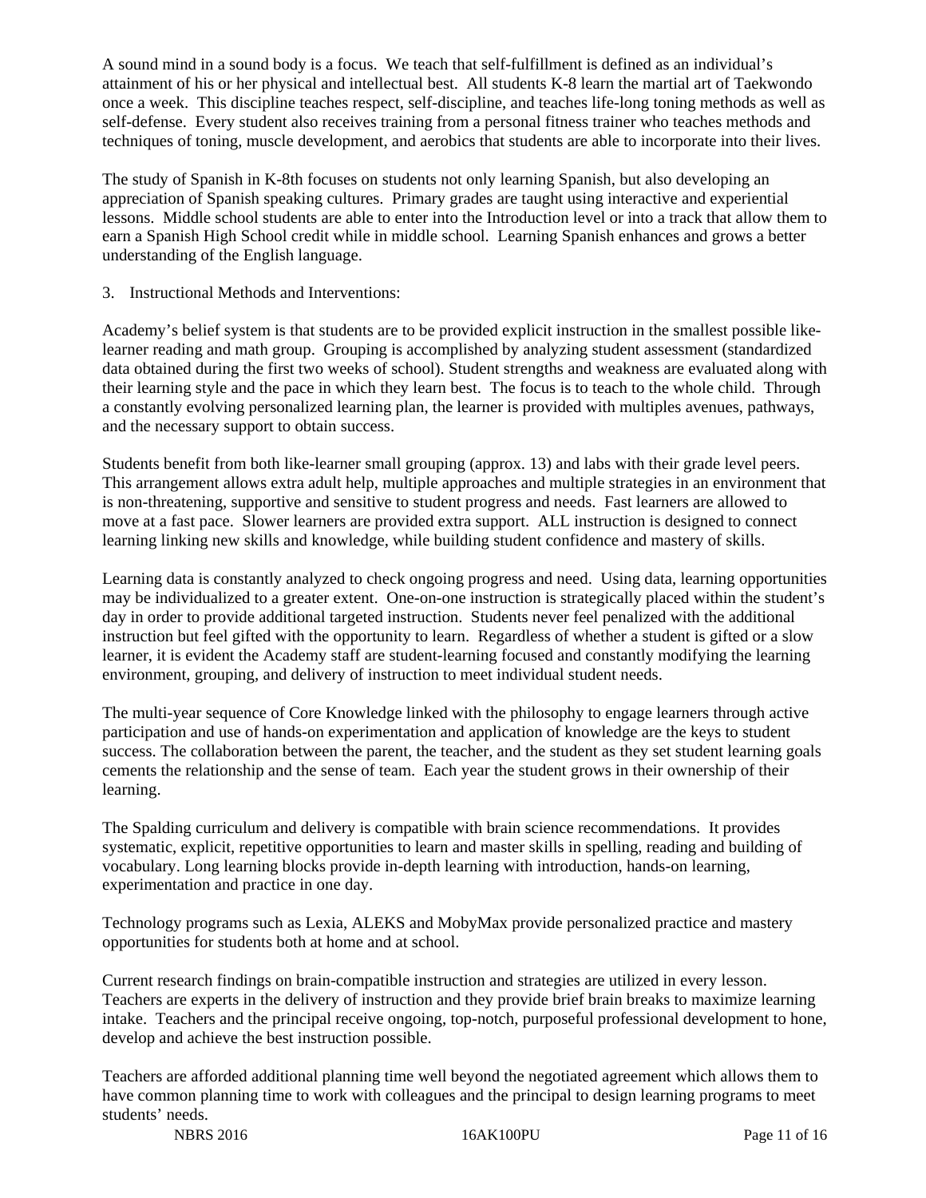A sound mind in a sound body is a focus. We teach that self-fulfillment is defined as an individual's attainment of his or her physical and intellectual best. All students K-8 learn the martial art of Taekwondo once a week. This discipline teaches respect, self-discipline, and teaches life-long toning methods as well as self-defense. Every student also receives training from a personal fitness trainer who teaches methods and techniques of toning, muscle development, and aerobics that students are able to incorporate into their lives.

The study of Spanish in K-8th focuses on students not only learning Spanish, but also developing an appreciation of Spanish speaking cultures. Primary grades are taught using interactive and experiential lessons. Middle school students are able to enter into the Introduction level or into a track that allow them to earn a Spanish High School credit while in middle school. Learning Spanish enhances and grows a better understanding of the English language.

3. Instructional Methods and Interventions:

Academy's belief system is that students are to be provided explicit instruction in the smallest possible like-learner reading and math group. Grouping is accomplished by analyzing student assessment (standardized data obtained during the first two weeks of school). Student strengths and weakness are evaluated along with their learning style and the pace in which they learn best. The focus is to teach to the whole child. Through a constantly evolving personalized learning plan, the learner is provided with multiples avenues, pathways, and the necessary support to obtain success.

Students benefit from both like-learner small grouping (approx. 13) and labs with their grade level peers. This arrangement allows extra adult help, multiple approaches and multiple strategies in an environment that is non-threatening, supportive and sensitive to student progress and needs. Fast learners are allowed to move at a fast pace. Slower learners are provided extra support. ALL instruction is designed to connect learning linking new skills and knowledge, while building student confidence and mastery of skills.

Learning data is constantly analyzed to check ongoing progress and need. Using data, learning opportunities may be individualized to a greater extent. One-on-one instruction is strategically placed within the student's day in order to provide additional targeted instruction. Students never feel penalized with the additional instruction but feel gifted with the opportunity to learn. Regardless of whether a student is gifted or a slow learner, it is evident the Academy staff are student-learning focused and constantly modifying the learning environment, grouping, and delivery of instruction to meet individual student needs.

The multi-year sequence of Core Knowledge linked with the philosophy to engage learners through active participation and use of hands-on experimentation and application of knowledge are the keys to student success. The collaboration between the parent, the teacher, and the student as they set student learning goals cements the relationship and the sense of team. Each year the student grows in their ownership of their learning.

The Spalding curriculum and delivery is compatible with brain science recommendations. It provides systematic, explicit, repetitive opportunities to learn and master skills in spelling, reading and building of vocabulary. Long learning blocks provide in-depth learning with introduction, hands-on learning, experimentation and practice in one day.

Technology programs such as Lexia, ALEKS and MobyMax provide personalized practice and mastery opportunities for students both at home and at school.

Current research findings on brain-compatible instruction and strategies are utilized in every lesson. Teachers are experts in the delivery of instruction and they provide brief brain breaks to maximize learning intake. Teachers and the principal receive ongoing, top-notch, purposeful professional development to hone, develop and achieve the best instruction possible.

Teachers are afforded additional planning time well beyond the negotiated agreement which allows them to have common planning time to work with colleagues and the principal to design learning programs to meet students' needs.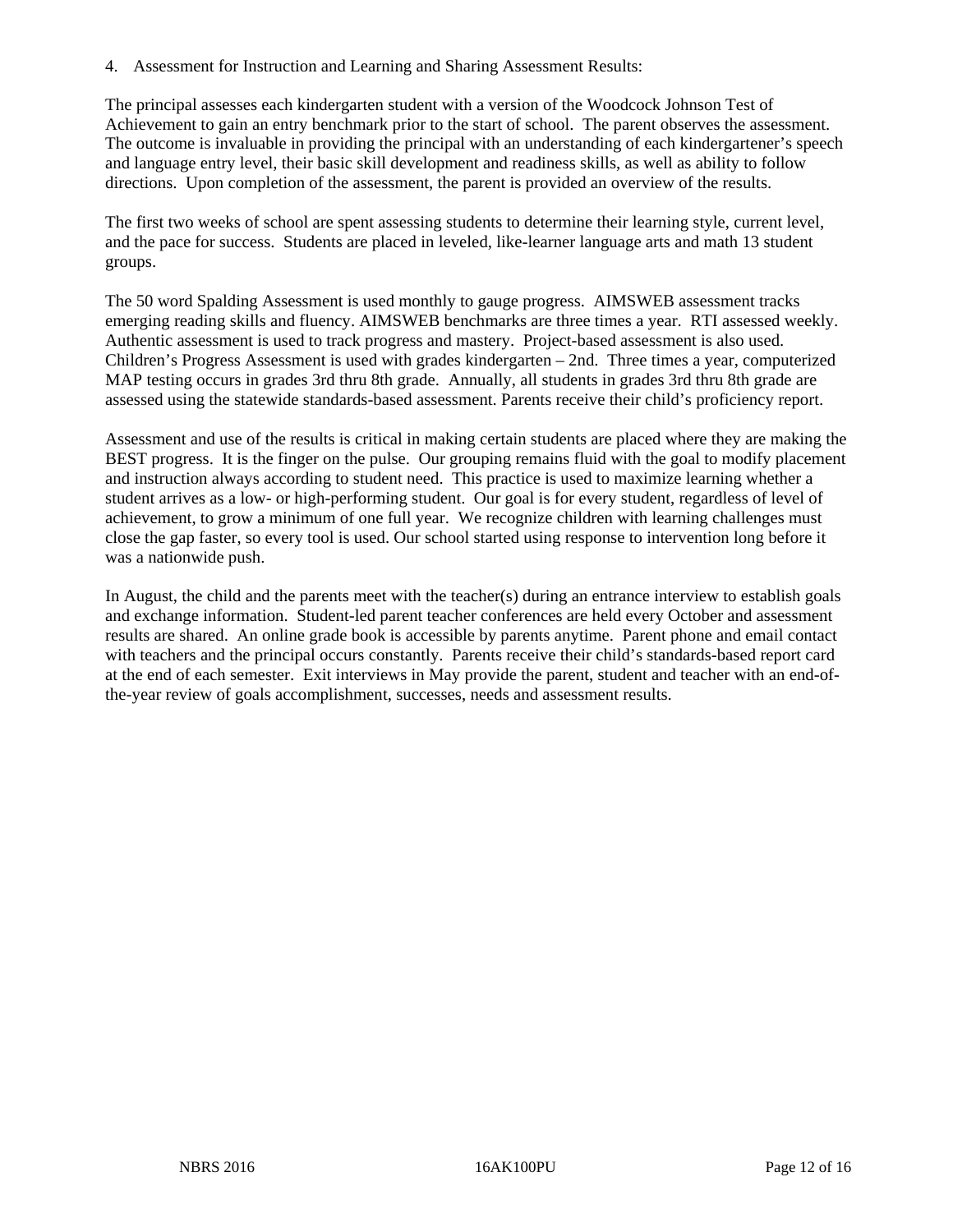4. Assessment for Instruction and Learning and Sharing Assessment Results:

The principal assesses each kindergarten student with a version of the Woodcock Johnson Test of Achievement to gain an entry benchmark prior to the start of school. The parent observes the assessment. The outcome is invaluable in providing the principal with an understanding of each kindergartener's speech and language entry level, their basic skill development and readiness skills, as well as ability to follow directions. Upon completion of the assessment, the parent is provided an overview of the results.

The first two weeks of school are spent assessing students to determine their learning style, current level, and the pace for success. Students are placed in leveled, like-learner language arts and math 13 student groups.

The 50 word Spalding Assessment is used monthly to gauge progress. AIMSWEB assessment tracks emerging reading skills and fluency. AIMSWEB benchmarks are three times a year. RTI assessed weekly. Authentic assessment is used to track progress and mastery. Project-based assessment is also used. Children's Progress Assessment is used with grades kindergarten – 2nd. Three times a year, computerized MAP testing occurs in grades 3rd thru 8th grade. Annually, all students in grades 3rd thru 8th grade are assessed using the statewide standards-based assessment. Parents receive their child's proficiency report.

Assessment and use of the results is critical in making certain students are placed where they are making the BEST progress. It is the finger on the pulse. Our grouping remains fluid with the goal to modify placement and instruction always according to student need. This practice is used to maximize learning whether a student arrives as a low- or high-performing student. Our goal is for every student, regardless of level of achievement, to grow a minimum of one full year. We recognize children with learning challenges must close the gap faster, so every tool is used. Our school started using response to intervention long before it was a nationwide push.

In August, the child and the parents meet with the teacher(s) during an entrance interview to establish goals and exchange information. Student-led parent teacher conferences are held every October and assessment results are shared. An online grade book is accessible by parents anytime. Parent phone and email contact with teachers and the principal occurs constantly. Parents receive their child's standards-based report card at the end of each semester. Exit interviews in May provide the parent, student and teacher with an end-of-the-year review of goals accomplishment, successes, needs and assessment results.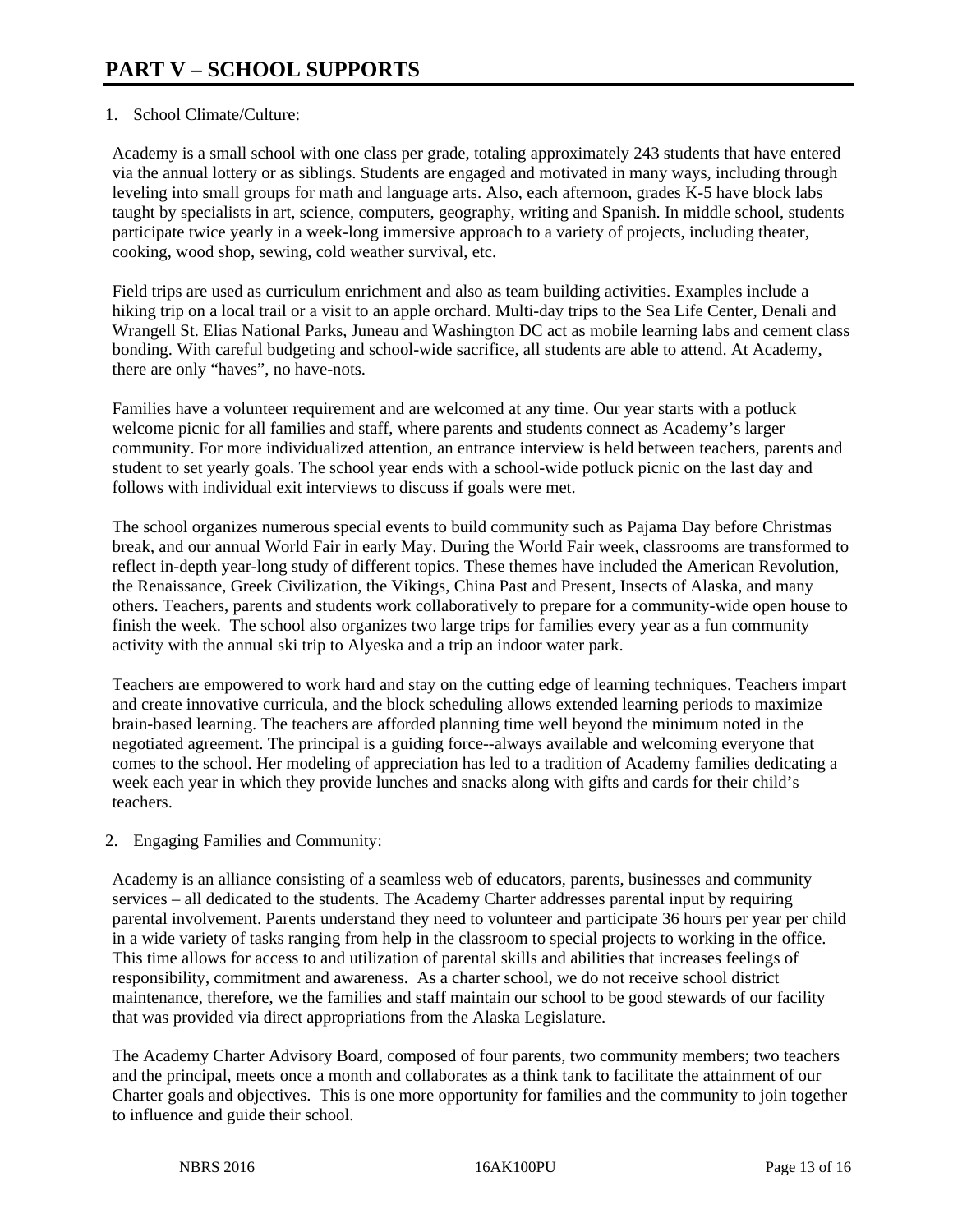# PART V – SCHOOL SUPPORTS

1. School Climate/Culture:

Academy is a small school with one class per grade, totaling approximately 243 students that have entered via the annual lottery or as siblings. Students are engaged and motivated in many ways, including through leveling into small groups for math and language arts. Also, each afternoon, grades K-5 have block labs taught by specialists in art, science, computers, geography, writing and Spanish. In middle school, students participate twice yearly in a week-long immersive approach to a variety of projects, including theater, cooking, wood shop, sewing, cold weather survival, etc.

Field trips are used as curriculum enrichment and also as team building activities. Examples include a hiking trip on a local trail or a visit to an apple orchard. Multi-day trips to the Sea Life Center, Denali and Wrangell St. Elias National Parks, Juneau and Washington DC act as mobile learning labs and cement class bonding. With careful budgeting and school-wide sacrifice, all students are able to attend. At Academy, there are only "haves", no have-nots.

Families have a volunteer requirement and are welcomed at any time. Our year starts with a potluck welcome picnic for all families and staff, where parents and students connect as Academy's larger community. For more individualized attention, an entrance interview is held between teachers, parents and student to set yearly goals. The school year ends with a school-wide potluck picnic on the last day and follows with individual exit interviews to discuss if goals were met.

The school organizes numerous special events to build community such as Pajama Day before Christmas break, and our annual World Fair in early May. During the World Fair week, classrooms are transformed to reflect in-depth year-long study of different topics. These themes have included the American Revolution, the Renaissance, Greek Civilization, the Vikings, China Past and Present, Insects of Alaska, and many others. Teachers, parents and students work collaboratively to prepare for a community-wide open house to finish the week. The school also organizes two large trips for families every year as a fun community activity with the annual ski trip to Alyeska and a trip an indoor water park.

Teachers are empowered to work hard and stay on the cutting edge of learning techniques. Teachers impart and create innovative curricula, and the block scheduling allows extended learning periods to maximize brain-based learning. The teachers are afforded planning time well beyond the minimum noted in the negotiated agreement. The principal is a guiding force--always available and welcoming everyone that comes to the school. Her modeling of appreciation has led to a tradition of Academy families dedicating a week each year in which they provide lunches and snacks along with gifts and cards for their child's teachers.

2. Engaging Families and Community:

Academy is an alliance consisting of a seamless web of educators, parents, businesses and community services – all dedicated to the students. The Academy Charter addresses parental input by requiring parental involvement. Parents understand they need to volunteer and participate 36 hours per year per child in a wide variety of tasks ranging from help in the classroom to special projects to working in the office. This time allows for access to and utilization of parental skills and abilities that increases feelings of responsibility, commitment and awareness. As a charter school, we do not receive school district maintenance, therefore, we the families and staff maintain our school to be good stewards of our facility that was provided via direct appropriations from the Alaska Legislature.

The Academy Charter Advisory Board, composed of four parents, two community members; two teachers and the principal, meets once a month and collaborates as a think tank to facilitate the attainment of our Charter goals and objectives. This is one more opportunity for families and the community to join together to influence and guide their school.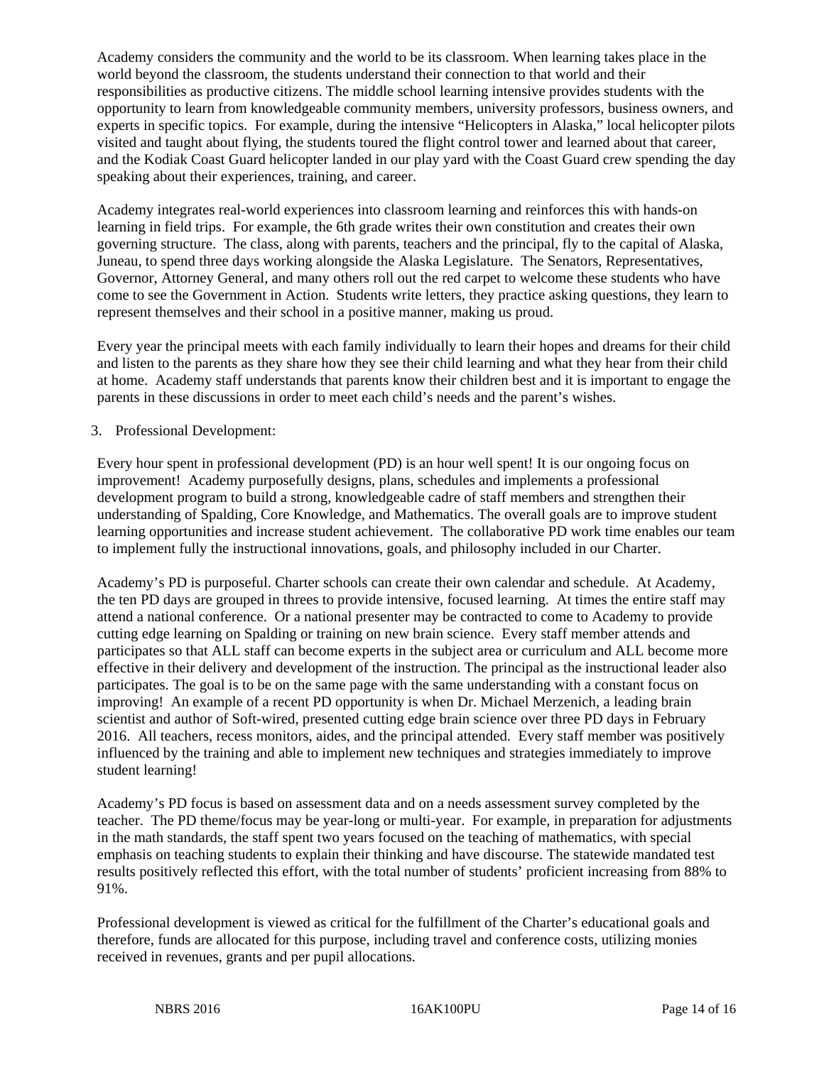Academy considers the community and the world to be its classroom. When learning takes place in the world beyond the classroom, the students understand their connection to that world and their responsibilities as productive citizens. The middle school learning intensive provides students with the opportunity to learn from knowledgeable community members, university professors, business owners, and experts in specific topics. For example, during the intensive "Helicopters in Alaska," local helicopter pilots visited and taught about flying, the students toured the flight control tower and learned about that career, and the Kodiak Coast Guard helicopter landed in our play yard with the Coast Guard crew spending the day speaking about their experiences, training, and career.

Academy integrates real-world experiences into classroom learning and reinforces this with hands-on learning in field trips. For example, the 6th grade writes their own constitution and creates their own governing structure. The class, along with parents, teachers and the principal, fly to the capital of Alaska, Juneau, to spend three days working alongside the Alaska Legislature. The Senators, Representatives, Governor, Attorney General, and many others roll out the red carpet to welcome these students who have come to see the Government in Action. Students write letters, they practice asking questions, they learn to represent themselves and their school in a positive manner, making us proud.

Every year the principal meets with each family individually to learn their hopes and dreams for their child and listen to the parents as they share how they see their child learning and what they hear from their child at home. Academy staff understands that parents know their children best and it is important to engage the parents in these discussions in order to meet each child's needs and the parent's wishes.

3. Professional Development:

Every hour spent in professional development (PD) is an hour well spent! It is our ongoing focus on improvement! Academy purposefully designs, plans, schedules and implements a professional development program to build a strong, knowledgeable cadre of staff members and strengthen their understanding of Spalding, Core Knowledge, and Mathematics. The overall goals are to improve student learning opportunities and increase student achievement. The collaborative PD work time enables our team to implement fully the instructional innovations, goals, and philosophy included in our Charter.

Academy's PD is purposeful. Charter schools can create their own calendar and schedule. At Academy, the ten PD days are grouped in threes to provide intensive, focused learning. At times the entire staff may attend a national conference. Or a national presenter may be contracted to come to Academy to provide cutting edge learning on Spalding or training on new brain science. Every staff member attends and participates so that ALL staff can become experts in the subject area or curriculum and ALL become more effective in their delivery and development of the instruction. The principal as the instructional leader also participates. The goal is to be on the same page with the same understanding with a constant focus on improving! An example of a recent PD opportunity is when Dr. Michael Merzenich, a leading brain scientist and author of Soft-wired, presented cutting edge brain science over three PD days in February 2016. All teachers, recess monitors, aides, and the principal attended. Every staff member was positively influenced by the training and able to implement new techniques and strategies immediately to improve student learning!

Academy's PD focus is based on assessment data and on a needs assessment survey completed by the teacher. The PD theme/focus may be year-long or multi-year. For example, in preparation for adjustments in the math standards, the staff spent two years focused on the teaching of mathematics, with special emphasis on teaching students to explain their thinking and have discourse. The statewide mandated test results positively reflected this effort, with the total number of students' proficient increasing from 88% to 91%.

Professional development is viewed as critical for the fulfillment of the Charter's educational goals and therefore, funds are allocated for this purpose, including travel and conference costs, utilizing monies received in revenues, grants and per pupil allocations.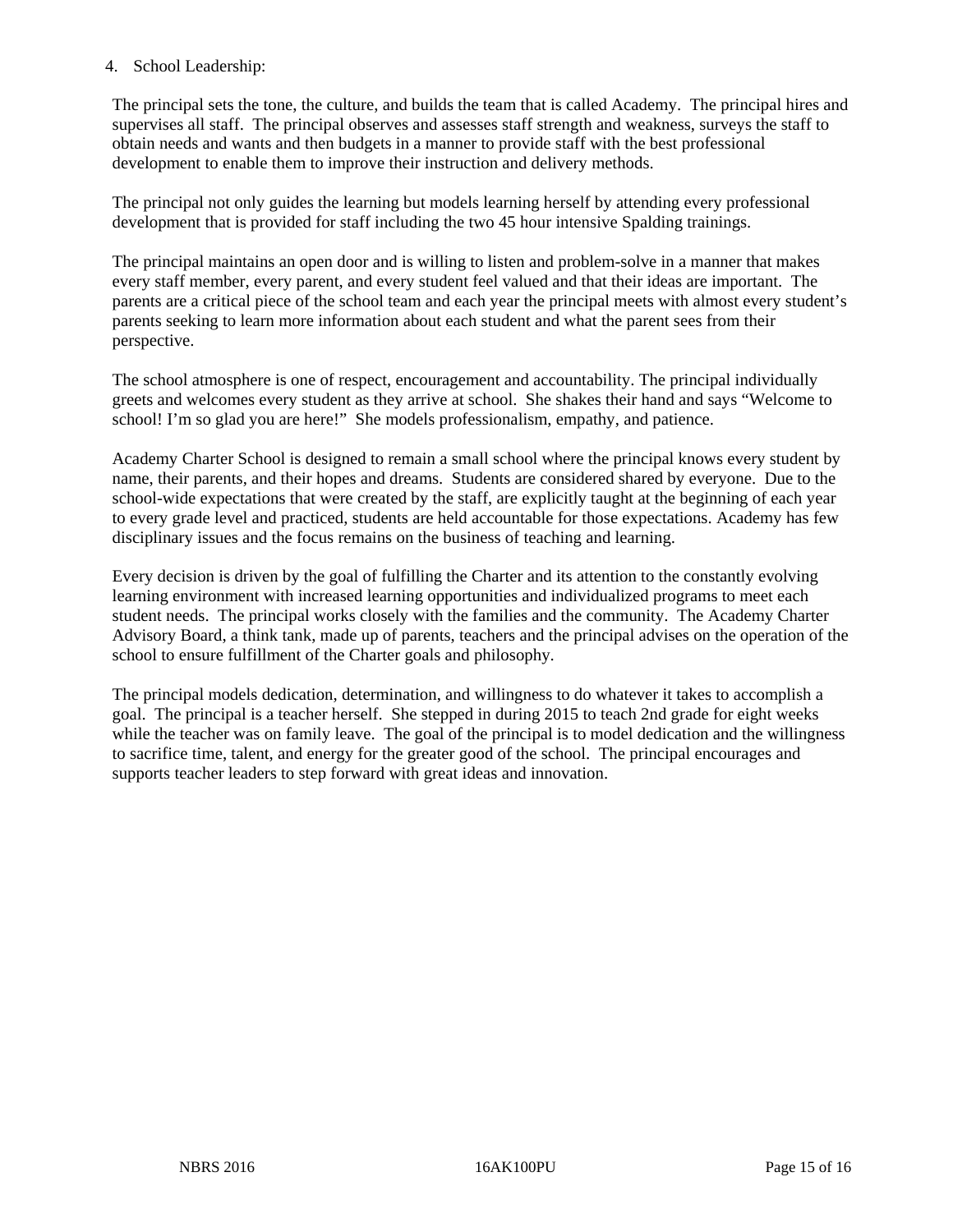4. School Leadership:

The principal sets the tone, the culture, and builds the team that is called Academy. The principal hires and supervises all staff. The principal observes and assesses staff strength and weakness, surveys the staff to obtain needs and wants and then budgets in a manner to provide staff with the best professional development to enable them to improve their instruction and delivery methods.

The principal not only guides the learning but models learning herself by attending every professional development that is provided for staff including the two 45 hour intensive Spalding trainings.

The principal maintains an open door and is willing to listen and problem-solve in a manner that makes every staff member, every parent, and every student feel valued and that their ideas are important. The parents are a critical piece of the school team and each year the principal meets with almost every student's parents seeking to learn more information about each student and what the parent sees from their perspective.

The school atmosphere is one of respect, encouragement and accountability. The principal individually greets and welcomes every student as they arrive at school. She shakes their hand and says "Welcome to school! I'm so glad you are here!" She models professionalism, empathy, and patience.

Academy Charter School is designed to remain a small school where the principal knows every student by name, their parents, and their hopes and dreams. Students are considered shared by everyone. Due to the school-wide expectations that were created by the staff, are explicitly taught at the beginning of each year to every grade level and practiced, students are held accountable for those expectations. Academy has few disciplinary issues and the focus remains on the business of teaching and learning.

Every decision is driven by the goal of fulfilling the Charter and its attention to the constantly evolving learning environment with increased learning opportunities and individualized programs to meet each student needs. The principal works closely with the families and the community. The Academy Charter Advisory Board, a think tank, made up of parents, teachers and the principal advises on the operation of the school to ensure fulfillment of the Charter goals and philosophy.

The principal models dedication, determination, and willingness to do whatever it takes to accomplish a goal. The principal is a teacher herself. She stepped in during 2015 to teach 2nd grade for eight weeks while the teacher was on family leave. The goal of the principal is to model dedication and the willingness to sacrifice time, talent, and energy for the greater good of the school. The principal encourages and supports teacher leaders to step forward with great ideas and innovation.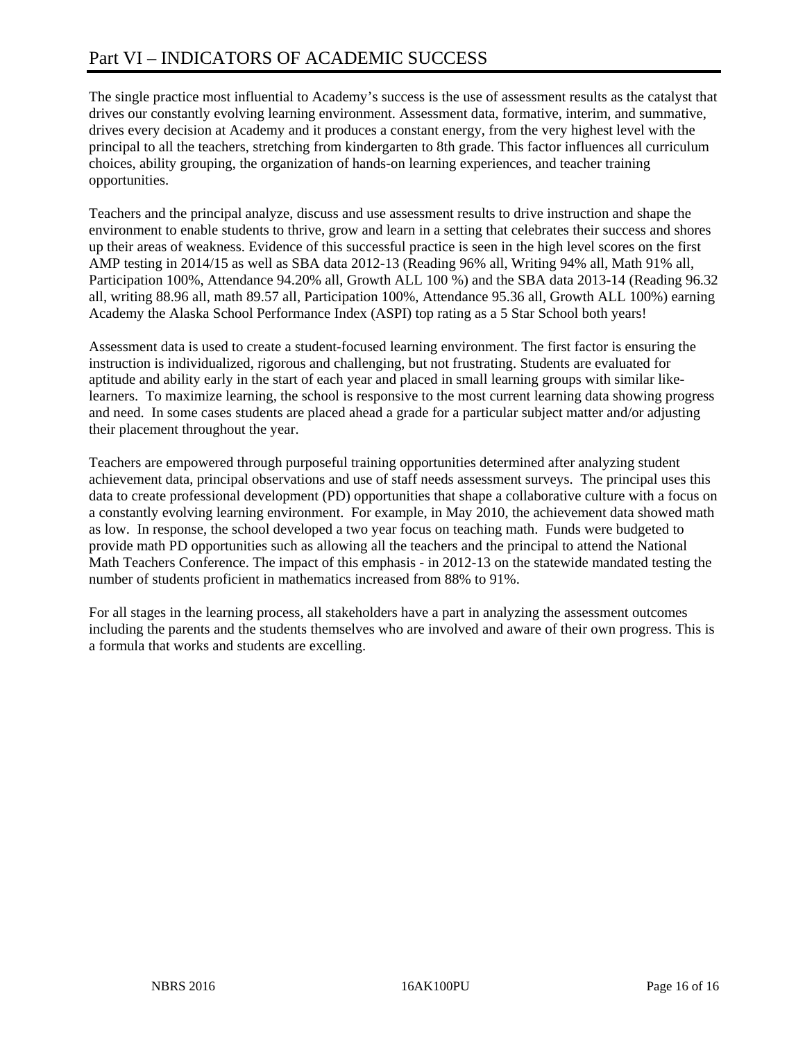# Part VI – INDICATORS OF ACADEMIC SUCCESS

The single practice most influential to Academy's success is the use of assessment results as the catalyst that drives our constantly evolving learning environment. Assessment data, formative, interim, and summative, drives every decision at Academy and it produces a constant energy, from the very highest level with the principal to all the teachers, stretching from kindergarten to 8th grade. This factor influences all curriculum choices, ability grouping, the organization of hands-on learning experiences, and teacher training opportunities.

Teachers and the principal analyze, discuss and use assessment results to drive instruction and shape the environment to enable students to thrive, grow and learn in a setting that celebrates their success and shores up their areas of weakness. Evidence of this successful practice is seen in the high level scores on the first AMP testing in 2014/15 as well as SBA data 2012-13 (Reading 96% all, Writing 94% all, Math 91% all, Participation 100%, Attendance 94.20% all, Growth ALL 100 %) and the SBA data 2013-14 (Reading 96.32 all, writing 88.96 all, math 89.57 all, Participation 100%, Attendance 95.36 all, Growth ALL 100%) earning Academy the Alaska School Performance Index (ASPI) top rating as a 5 Star School both years!

Assessment data is used to create a student-focused learning environment. The first factor is ensuring the instruction is individualized, rigorous and challenging, but not frustrating. Students are evaluated for aptitude and ability early in the start of each year and placed in small learning groups with similar like-learners. To maximize learning, the school is responsive to the most current learning data showing progress and need. In some cases students are placed ahead a grade for a particular subject matter and/or adjusting their placement throughout the year.

Teachers are empowered through purposeful training opportunities determined after analyzing student achievement data, principal observations and use of staff needs assessment surveys. The principal uses this data to create professional development (PD) opportunities that shape a collaborative culture with a focus on a constantly evolving learning environment. For example, in May 2010, the achievement data showed math as low. In response, the school developed a two year focus on teaching math. Funds were budgeted to provide math PD opportunities such as allowing all the teachers and the principal to attend the National Math Teachers Conference. The impact of this emphasis - in 2012-13 on the statewide mandated testing the number of students proficient in mathematics increased from 88% to 91%.

For all stages in the learning process, all stakeholders have a part in analyzing the assessment outcomes including the parents and the students themselves who are involved and aware of their own progress. This is a formula that works and students are excelling.